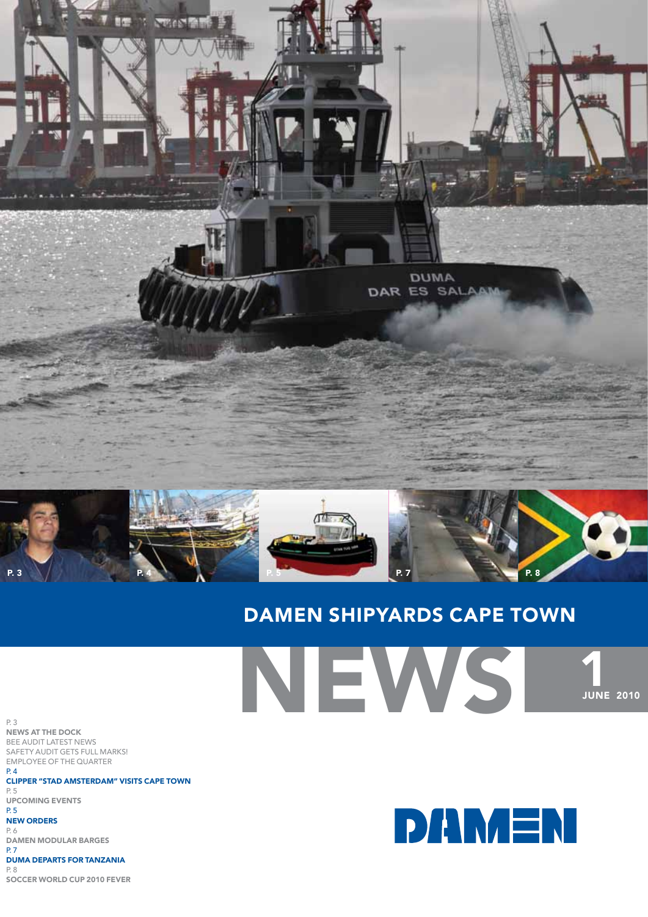# DAMEN SHIPYARDS CAPE TOWN

# NEWS

**1 JUNE 2010**

P. 3
**NEWS AT THE DOCK**
BEE AUDIT LATEST NEWS
SAFETY AUDIT GETS FULL MARKS!
EMPLOYEE OF THE QUARTER

P. 4
**CLIPPER "STAD AMSTERDAM" VISITS CAPE TOWN**

P. 5
**UPCOMING EVENTS**

P. 5
**NEW ORDERS**

P. 6
**DAMEN MODULAR BARGES**

P. 7
**DUMA DEPARTS FOR TANZANIA**

P. 8
**SOCCER WORLD CUP 2010 FEVER**

DAMEN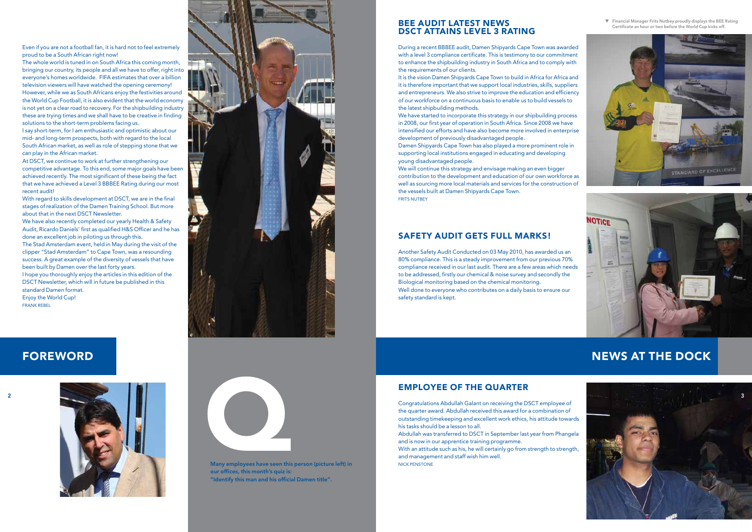## FOREWORD

Even if you are not a football fan, it is hard not to feel extremely proud to be a South African right now!

The whole world is tuned in on South Africa this coming month, bringing our country, its people and all we have to offer, right into everyone's homes worldwide. FIFA estimates that over a billion television viewers will have watched the opening ceremony!

However, while we as South Africans enjoy the festivities around the World Cup Football, it is also evident that the world economy is not yet on a clear road to recovery. For the shipbuilding industry these are trying times and we shall have to be creative in finding solutions to the short-term problems facing us.

I say short-term, for I am enthusiastic and optimistic about our mid- and long-term prospects, both with regard to the local South African market, as well as role of stepping stone that we can play in the African market.

At DSCT, we continue to work at further strengthening our competitive advantage. To this end, some major goals have been achieved recently. The most significant of these being the fact that we have achieved a Level 3 BBBEE Rating during our most recent audit!

With regard to skills development at DSCT, we are in the final stages of realization of the Damen Training School. But more about that in the next DSCT Newsletter.

We have also recently completed our yearly Health & Safety Audit, Ricardo Daniels' first as qualified H&S Officer and he has done an excellent job in piloting us through this.

The Stad Amsterdam event, held in May during the visit of the clipper "Stad Amsterdam" to Cape Town, was a resounding success. A great example of the diversity of vessels that have been built by Damen over the last forty years.

I hope you thoroughly enjoy the articles in this edition of the DSCT Newsletter, which will in future be published in this standard Damen format.

Enjoy the World Cup!

FRANK REBEL

Q

Many employees have seen this person (picture left) in our offices, this month's quiz is:
"Identify this man and his official Damen title".

## NEWS AT THE DOCK

### BEE AUDIT LATEST NEWS DSCT ATTAINS LEVEL 3 RATING

During a recent BBBEE audit, Damen Shipyards Cape Town was awarded with a level 3 compliance certificate. This is testimony to our commitment to enhance the shipbuilding industry in South Africa and to comply with the requirements of our clients.

It is the vision Damen Shipyards Cape Town to build in Africa for Africa and it is therefore important that we support local industries, skills, suppliers and entrepreneurs. We also strive to improve the education and efficiency of our workforce on a continuous basis to enable us to build vessels to the latest shipbuilding methods.

We have started to incorporate this strategy in our shipbuilding process in 2008, our first year of operation in South Africa. Since 2008 we have intensified our efforts and have also become more involved in enterprise development of previously disadvantaged people.

Damen Shipyards Cape Town has also played a more prominent role in supporting local institutions engaged in educating and developing young disadvantaged people.

We will continue this strategy and envisage making an even bigger contribution to the development and education of our own workforce as well as sourcing more local materials and services for the construction of the vessels built at Damen Shipyards Cape Town.

FRITS NUTBEY

▼ Financial Manager Frits Nutbey proudly displays the BEE Rating Certificate an hour or two before the World Cup kicks off.

### SAFETY AUDIT GETS FULL MARKS!

Another Safety Audit Conducted on 03 May 2010, has awarded us an 80% compliance. This is a steady improvement from our previous 70% compliance received in our last audit. There are a few areas which needs to be addressed, firstly our chemical & noise survey and secondly the Biological monitoring based on the chemical monitoring.

Well done to everyone who contributes on a daily basis to ensure our safety standard is kept.

### EMPLOYEE OF THE QUARTER

Congratulations Abdullah Galant on receiving the DSCT employee of the quarter award. Abdullah received this award for a combination of outstanding timekeeping and excellent work ethics, his attitude towards his tasks should be a lesson to all.

Abdullah was transferred to DSCT in September last year from Phangela and is now in our apprentice training programme.

With an attitude such as his, he will certainly go from strength to strength, and management and staff wish him well.

NICK PENSTONE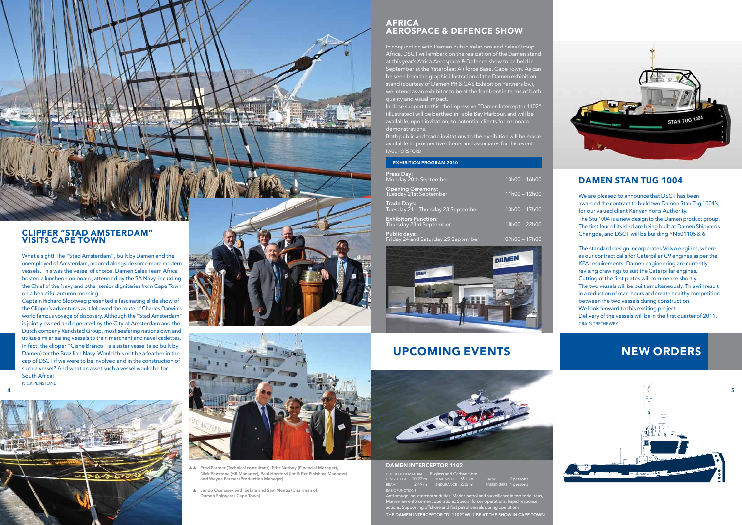## CLIPPER "STAD AMSTERDAM" VISITS CAPE TOWN

What a sight! The "Stad Amsterdam", built by Damen and the unemployed of Amsterdam, moored alongside some more modern vessels. This was the vessel of choice. Damen Sales Team Africa hosted a luncheon on board, attended by the SA Navy, including the Chief of the Navy and other senior dignitaries from Cape Town on a beautiful autumn morning.

Captain Richard Slootweg presented a fascinating slide show of the Clipper's adventures as it followed the route of Charles Darwin's world famous voyage of discovery. Although the "Stad Amsterdam" is jointly owned and operated by the City of Amsterdam and the Dutch company Randstad Group, most seafaring nations own and utilize similar sailing vessels to train merchant and naval cadettes. In fact, the clipper "Cisne Branco" is a sister vessel (also built by Damen) for the Brazilian Navy. Would this not be a feather in the cap of DSCT if we were to be involved and in the construction of such a vessel? And what an asset such a vessel would be for South Africa!

NICK PENSTONE

▲▲ Fred Farmer (Technical consultant), Frits Nutbey (Financial Manager), Nick Penstone (HR Manager), Paul Horsford (Int & Ext Finishing Manager) and Wayne Farmer (Production Manager)

▲ Jendo Ocenasek with Sefale and Sam Montsi (Chairman of Damen Shipyards Cape Town)

# UPCOMING EVENTS

## AFRICA AEROSPACE & DEFENCE SHOW

In conjunction with Damen Public Relations and Sales Group Africa, DSCT will embark on the realization of the Damen stand at this year's Africa Aerospace & Defence show to be held in September at the Ysterplaat Air force Base, Cape Town. As can be seen from the graphic illustration of the Damen exhibition stand (courtesy of Damen PR & CAS Exhibition Partners bv.), we intend as an exhibitor to be at the forefront in terms of both quality and visual impact.

In close support to this, the impressive "Damen Interceptor 1102" (illustrated) will be berthed in Table Bay Harbour, and will be available, upon invitation, to potential clients for on-board demonstrations.

Both public and trade invitations to the exhibition will be made available to prospective clients and associates for this event.

PAUL HORSFORD

| EXHIBITION PROGRAM 2010 | |
|---|---|
| **Press Day:** Monday 20th September | 10h00 – 16h00 |
| **Opening Ceremony:** Tuesday 21st September | 11h00 – 12h00 |
| **Trade Days:** Tuesday 21 – Thursday 23 September | 10h00 – 17h00 |
| **Exhibitors Function:** Thursday 23rd September | 18h00 – 22h00 |
| **Public days:** Friday 24 and Saturday 25 September | 09h00 – 17h00 |

### DAMEN INTERCEPTOR 1102

| | | | | | |
|---|---|---|---|---|---|
| HULL & DECK MATERIAL | E-glass and Carbon fibre | | | | |
| LENGTH O.A. | 10.97 m | MAX. SPEED | 55+ kn. | CREW | 2 persons |
| BEAM | 2.49 m | ENDURANCE | 230nm | PASSENGERS | 4 persons |

BASIC FUNCTIONS

Anti-smuggling interceptor duties, Marine patrol and surveillance in territorial seas, Marine law enforcement operations, Special forces operations, Rapid response actions, Supporting offshore and fast patrol vessels during operations

**THE DAMEN INTERCEPTOR "DI 1102" WILL BE AT THE SHOW IN CAPE TOWN**

# NEW ORDERS

## DAMEN STAN TUG 1004

We are pleased to announce that DSCT has been awarded the contract to build two Damen Stan Tug 1004's, for our valued client Kenyan Ports Authority.

The Stu 1004 is a new design to the Damen product group. The first four of its kind are being built at Damen Shipyards Changde, and DSCT will be building YN501105 & 6.

The standard design incorporates Volvo engines, where as our contract calls for Caterpillar C9 engines as per the KPA requirements. Damen engineering are currently revising drawings to suit the Caterpillar engines.

Cutting of the first plates will commence shortly.

The two vessels will be built simultaneously. This will result in a reduction of man-hours and create healthy competition between the two vessels during construction.

We look forward to this exciting project.

Delivery of the vessels will be in the first quarter of 2011.

CRAIG TRETHEWEY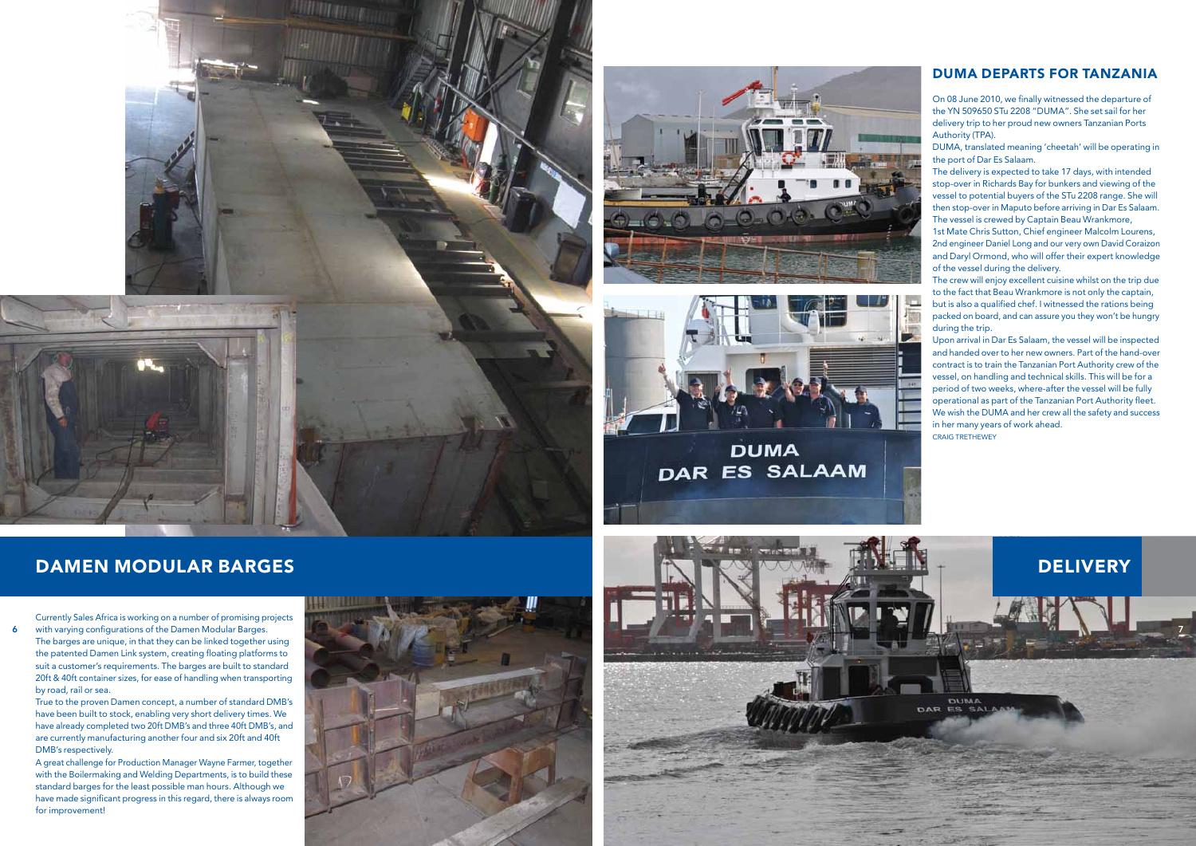## DAMEN MODULAR BARGES

Currently Sales Africa is working on a number of promising projects with varying configurations of the Damen Modular Barges.

The barges are unique, in that they can be linked together using the patented Damen Link system, creating floating platforms to suit a customer's requirements. The barges are built to standard 20ft & 40ft container sizes, for ease of handling when transporting by road, rail or sea.

True to the proven Damen concept, a number of standard DMB's have been built to stock, enabling very short delivery times. We have already completed two 20ft DMB's and three 40ft DMB's, and are currently manufacturing another four and six 20ft and 40ft DMB's respectively.

A great challenge for Production Manager Wayne Farmer, together with the Boilermaking and Welding Departments, is to build these standard barges for the least possible man hours. Although we have made significant progress in this regard, there is always room for improvement!

## DELIVERY

### DUMA DEPARTS FOR TANZANIA

On 08 June 2010, we finally witnessed the departure of the YN 509650 STu 2208 "DUMA". She set sail for her delivery trip to her proud new owners Tanzanian Ports Authority (TPA).

DUMA, translated meaning 'cheetah' will be operating in the port of Dar Es Salaam.

The delivery is expected to take 17 days, with intended stop-over in Richards Bay for bunkers and viewing of the vessel to potential buyers of the STu 2208 range. She will then stop-over in Maputo before arriving in Dar Es Salaam. The vessel is crewed by Captain Beau Wrankmore, 1st Mate Chris Sutton, Chief engineer Malcolm Lourens, 2nd engineer Daniel Long and our very own David Coraizon and Daryl Ormond, who will offer their expert knowledge of the vessel during the delivery.

The crew will enjoy excellent cuisine whilst on the trip due to the fact that Beau Wrankmore is not only the captain, but is also a qualified chef. I witnessed the rations being packed on board, and can assure you they won't be hungry during the trip.

Upon arrival in Dar Es Salaam, the vessel will be inspected and handed over to her new owners. Part of the hand-over contract is to train the Tanzanian Port Authority crew of the vessel, on handling and technical skills. This will be for a period of two weeks, where-after the vessel will be fully operational as part of the Tanzanian Port Authority fleet. We wish the DUMA and her crew all the safety and success in her many years of work ahead.

CRAIG TRETHEWEY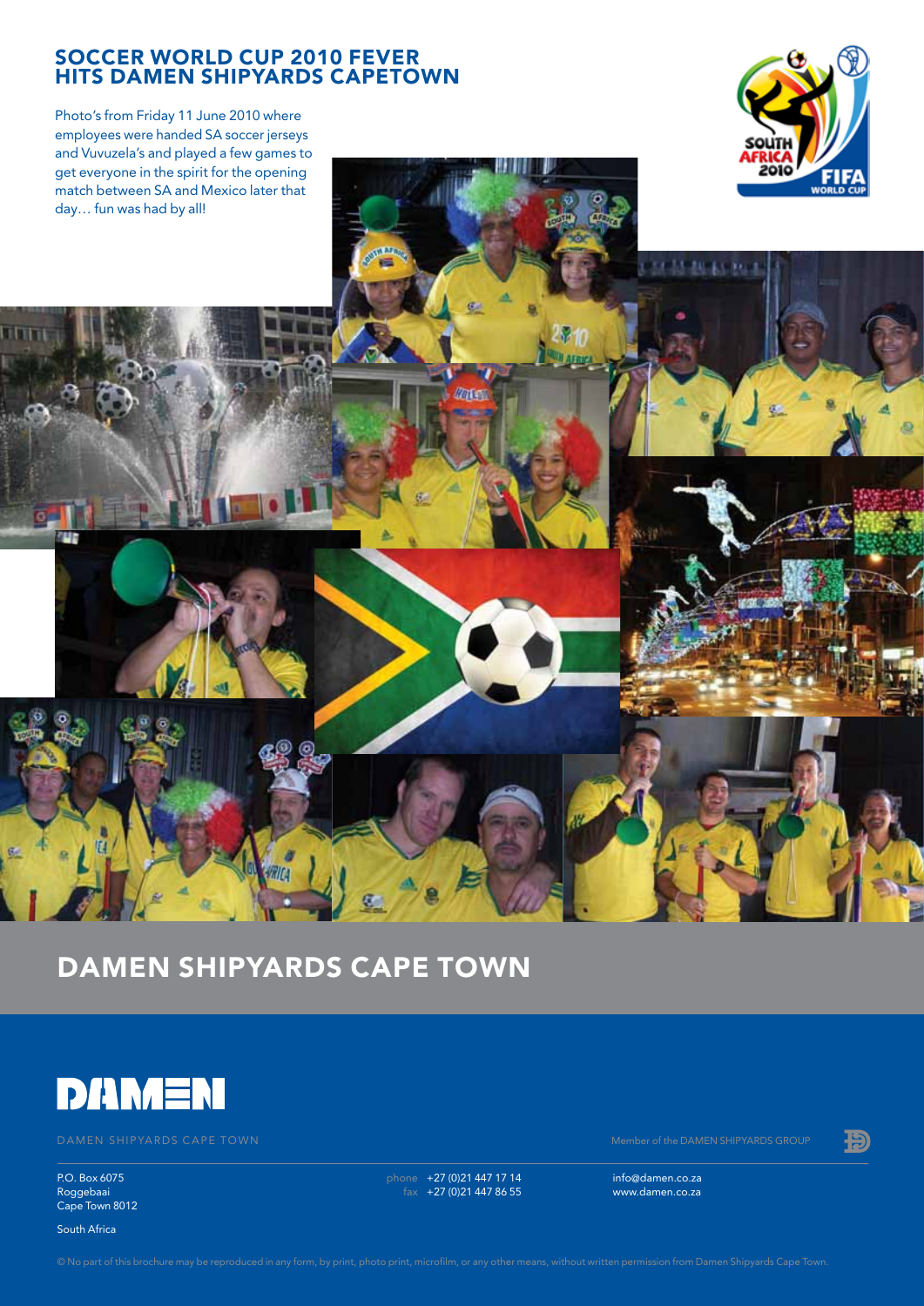## SOCCER WORLD CUP 2010 FEVER HITS DAMEN SHIPYARDS CAPETOWN

Photo's from Friday 11 June 2010 where employees were handed SA soccer jerseys and Vuvuzela's and played a few games to get everyone in the spirit for the opening match between SA and Mexico later that day… fun was had by all!

## DAMEN SHIPYARDS CAPE TOWN

DAMEN

DAMEN SHIPYARDS CAPE TOWN

Member of the DAMEN SHIPYARDS GROUP

P.O. Box 6075
Roggebaai
Cape Town 8012

South Africa

phone +27 (0)21 447 17 14
fax +27 (0)21 447 86 55

info@damen.co.za
www.damen.co.za

© No part of this brochure may be reproduced in any form, by print, photo print, microfilm, or any other means, without written permission from Damen Shipyards Cape Town.